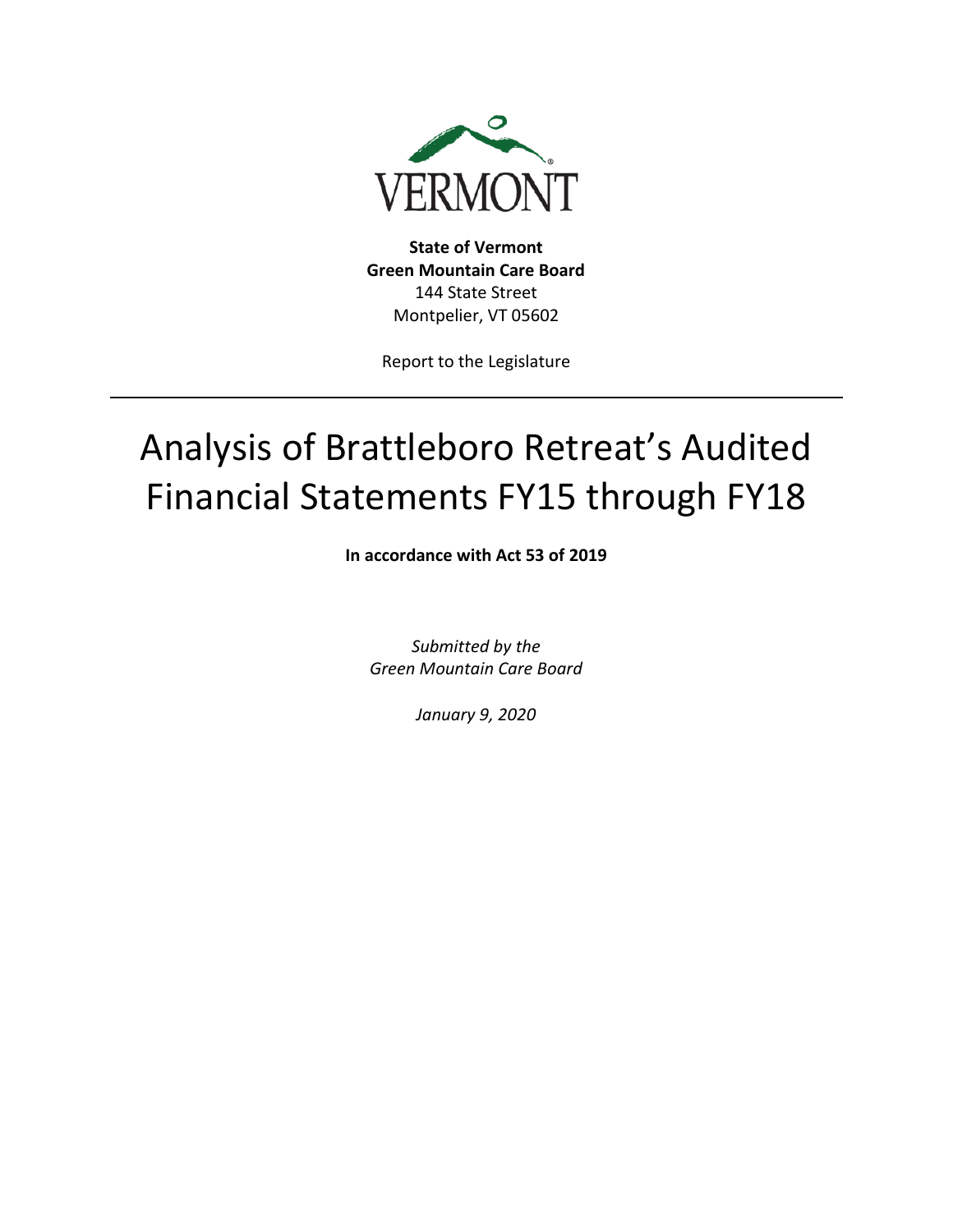VERMONT

**State of Vermont**
**Green Mountain Care Board**
144 State Street
Montpelier, VT 05602

Report to the Legislature

# Analysis of Brattleboro Retreat's Audited Financial Statements FY15 through FY18

**In accordance with Act 53 of 2019**

*Submitted by the*
*Green Mountain Care Board*

*January 9, 2020*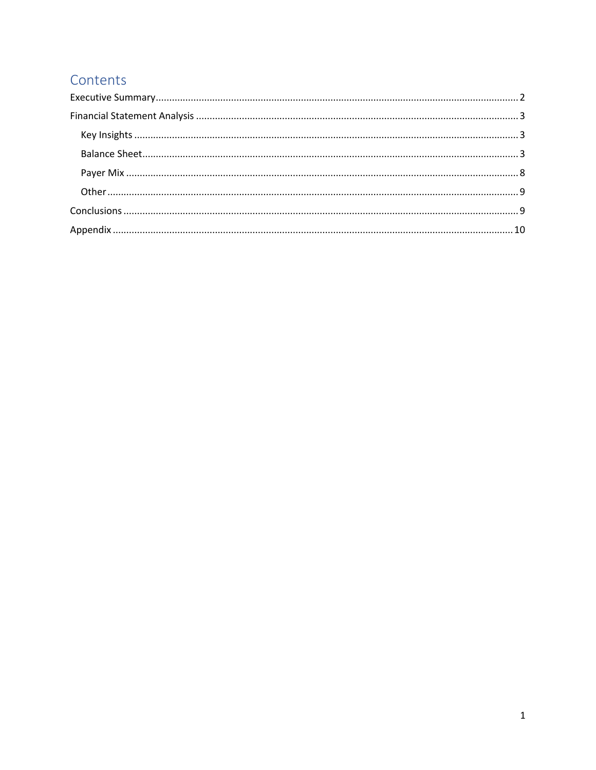# Contents

- Executive Summary .......... 2
- Financial Statement Analysis .......... 3
  - Key Insights .......... 3
  - Balance Sheet .......... 3
  - Payer Mix .......... 8
  - Other .......... 9
- Conclusions .......... 9
- Appendix .......... 10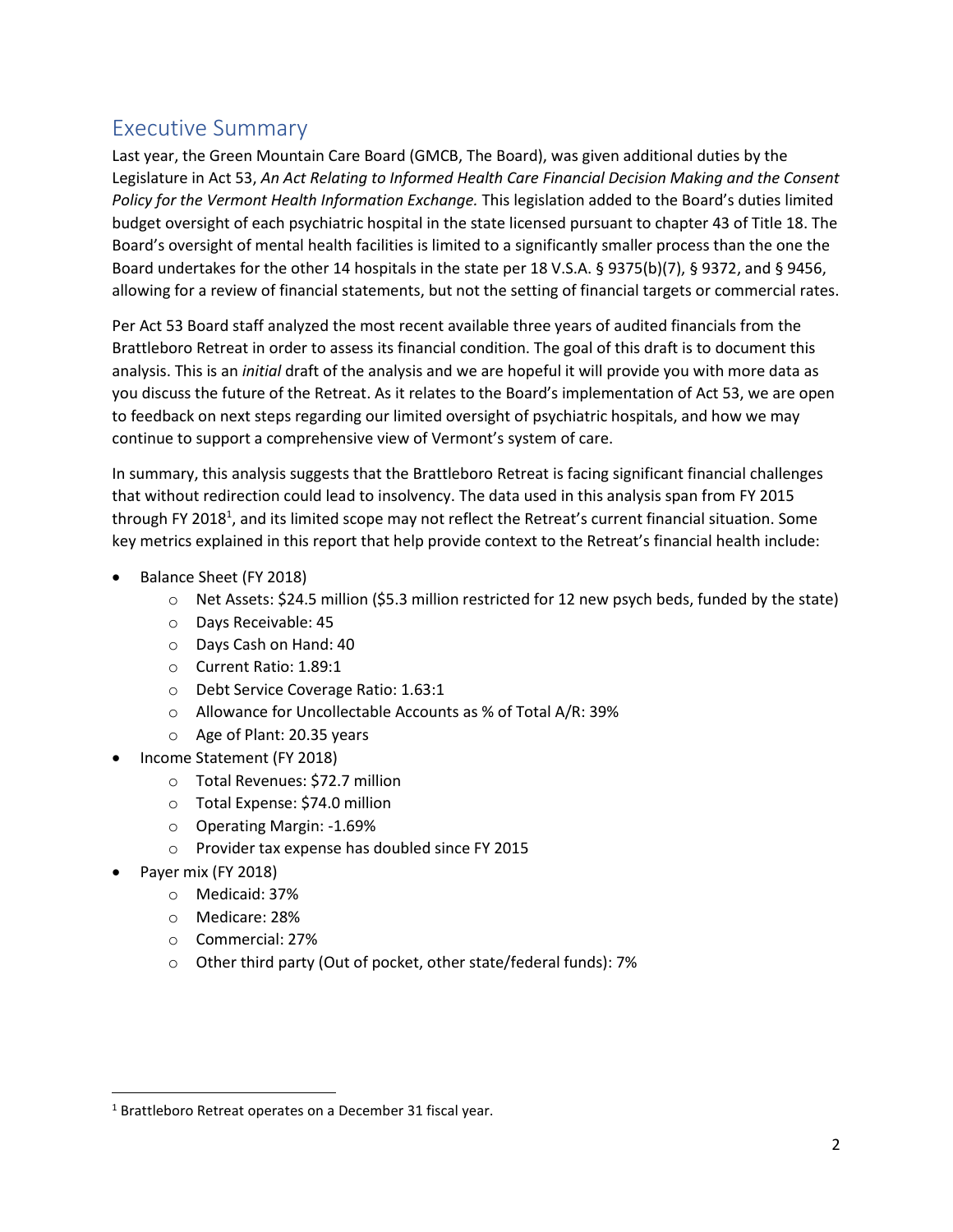## Executive Summary

Last year, the Green Mountain Care Board (GMCB, The Board), was given additional duties by the Legislature in Act 53, *An Act Relating to Informed Health Care Financial Decision Making and the Consent Policy for the Vermont Health Information Exchange.* This legislation added to the Board's duties limited budget oversight of each psychiatric hospital in the state licensed pursuant to chapter 43 of Title 18. The Board's oversight of mental health facilities is limited to a significantly smaller process than the one the Board undertakes for the other 14 hospitals in the state per 18 V.S.A. § 9375(b)(7), § 9372, and § 9456, allowing for a review of financial statements, but not the setting of financial targets or commercial rates.

Per Act 53 Board staff analyzed the most recent available three years of audited financials from the Brattleboro Retreat in order to assess its financial condition. The goal of this draft is to document this analysis. This is an *initial* draft of the analysis and we are hopeful it will provide you with more data as you discuss the future of the Retreat. As it relates to the Board's implementation of Act 53, we are open to feedback on next steps regarding our limited oversight of psychiatric hospitals, and how we may continue to support a comprehensive view of Vermont's system of care.

In summary, this analysis suggests that the Brattleboro Retreat is facing significant financial challenges that without redirection could lead to insolvency. The data used in this analysis span from FY 2015 through FY 2018[1], and its limited scope may not reflect the Retreat's current financial situation. Some key metrics explained in this report that help provide context to the Retreat's financial health include:

- Balance Sheet (FY 2018)
  - Net Assets: $24.5 million ($5.3 million restricted for 12 new psych beds, funded by the state)
  - Days Receivable: 45
  - Days Cash on Hand: 40
  - Current Ratio: 1.89:1
  - Debt Service Coverage Ratio: 1.63:1
  - Allowance for Uncollectable Accounts as % of Total A/R: 39%
  - Age of Plant: 20.35 years
- Income Statement (FY 2018)
  - Total Revenues: $72.7 million
  - Total Expense: $74.0 million
  - Operating Margin: -1.69%
  - Provider tax expense has doubled since FY 2015
- Payer mix (FY 2018)
  - Medicaid: 37%
  - Medicare: 28%
  - Commercial: 27%
  - Other third party (Out of pocket, other state/federal funds): 7%

[1] Brattleboro Retreat operates on a December 31 fiscal year.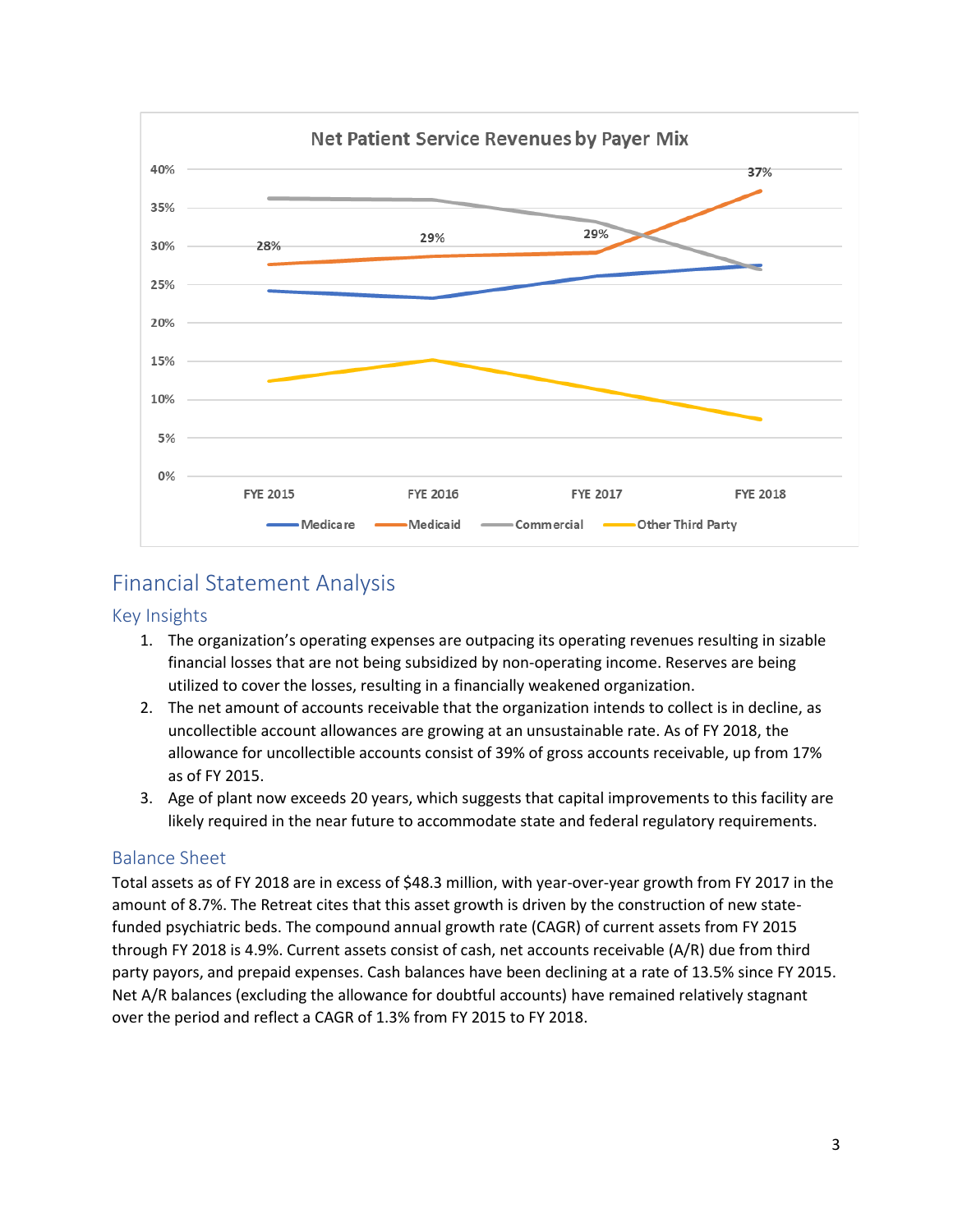Net Patient Service Revenues by Payer Mix

## Financial Statement Analysis

### Key Insights

1. The organization's operating expenses are outpacing its operating revenues resulting in sizable financial losses that are not being subsidized by non-operating income. Reserves are being utilized to cover the losses, resulting in a financially weakened organization.
2. The net amount of accounts receivable that the organization intends to collect is in decline, as uncollectible account allowances are growing at an unsustainable rate. As of FY 2018, the allowance for uncollectible accounts consist of 39% of gross accounts receivable, up from 17% as of FY 2015.
3. Age of plant now exceeds 20 years, which suggests that capital improvements to this facility are likely required in the near future to accommodate state and federal regulatory requirements.

### Balance Sheet

Total assets as of FY 2018 are in excess of $48.3 million, with year-over-year growth from FY 2017 in the amount of 8.7%. The Retreat cites that this asset growth is driven by the construction of new state-funded psychiatric beds. The compound annual growth rate (CAGR) of current assets from FY 2015 through FY 2018 is 4.9%. Current assets consist of cash, net accounts receivable (A/R) due from third party payors, and prepaid expenses. Cash balances have been declining at a rate of 13.5% since FY 2015. Net A/R balances (excluding the allowance for doubtful accounts) have remained relatively stagnant over the period and reflect a CAGR of 1.3% from FY 2015 to FY 2018.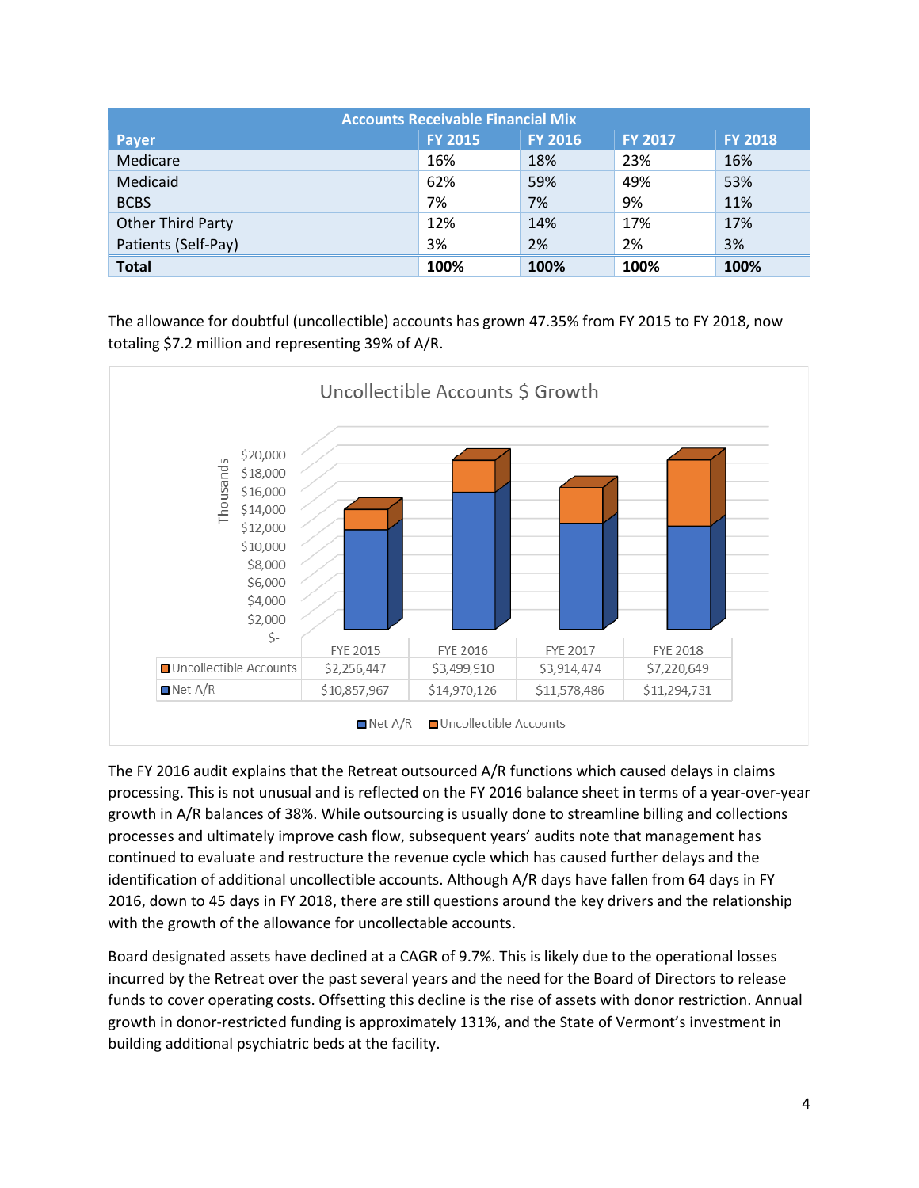| Accounts Receivable Financial Mix | | | | |
|---|---|---|---|---|
| **Payer** | **FY 2015** | **FY 2016** | **FY 2017** | **FY 2018** |
| Medicare | 16% | 18% | 23% | 16% |
| Medicaid | 62% | 59% | 49% | 53% |
| BCBS | 7% | 7% | 9% | 11% |
| Other Third Party | 12% | 14% | 17% | 17% |
| Patients (Self-Pay) | 3% | 2% | 2% | 3% |
| **Total** | **100%** | **100%** | **100%** | **100%** |

The allowance for doubtful (uncollectible) accounts has grown 47.35% from FY 2015 to FY 2018, now totaling $7.2 million and representing 39% of A/R.

**Uncollectible Accounts $ Growth**

| | FYE 2015 | FYE 2016 | FYE 2017 | FYE 2018 |
|---|---|---|---|---|
| Uncollectible Accounts | $2,256,447 | $3,499,910 | $3,914,474 | $7,220,649 |
| Net A/R | $10,857,967 | $14,970,126 | $11,578,486 | $11,294,731 |

The FY 2016 audit explains that the Retreat outsourced A/R functions which caused delays in claims processing. This is not unusual and is reflected on the FY 2016 balance sheet in terms of a year-over-year growth in A/R balances of 38%. While outsourcing is usually done to streamline billing and collections processes and ultimately improve cash flow, subsequent years' audits note that management has continued to evaluate and restructure the revenue cycle which has caused further delays and the identification of additional uncollectible accounts. Although A/R days have fallen from 64 days in FY 2016, down to 45 days in FY 2018, there are still questions around the key drivers and the relationship with the growth of the allowance for uncollectable accounts.

Board designated assets have declined at a CAGR of 9.7%. This is likely due to the operational losses incurred by the Retreat over the past several years and the need for the Board of Directors to release funds to cover operating costs. Offsetting this decline is the rise of assets with donor restriction. Annual growth in donor-restricted funding is approximately 131%, and the State of Vermont's investment in building additional psychiatric beds at the facility.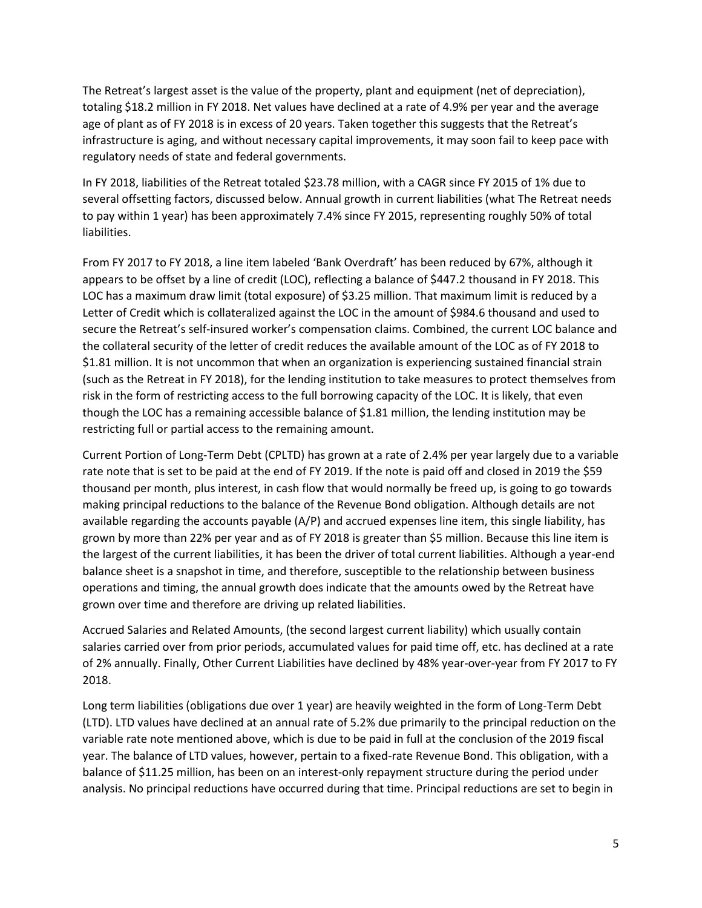The Retreat's largest asset is the value of the property, plant and equipment (net of depreciation), totaling $18.2 million in FY 2018. Net values have declined at a rate of 4.9% per year and the average age of plant as of FY 2018 is in excess of 20 years. Taken together this suggests that the Retreat's infrastructure is aging, and without necessary capital improvements, it may soon fail to keep pace with regulatory needs of state and federal governments.

In FY 2018, liabilities of the Retreat totaled $23.78 million, with a CAGR since FY 2015 of 1% due to several offsetting factors, discussed below. Annual growth in current liabilities (what The Retreat needs to pay within 1 year) has been approximately 7.4% since FY 2015, representing roughly 50% of total liabilities.

From FY 2017 to FY 2018, a line item labeled 'Bank Overdraft' has been reduced by 67%, although it appears to be offset by a line of credit (LOC), reflecting a balance of $447.2 thousand in FY 2018. This LOC has a maximum draw limit (total exposure) of $3.25 million. That maximum limit is reduced by a Letter of Credit which is collateralized against the LOC in the amount of $984.6 thousand and used to secure the Retreat's self-insured worker's compensation claims. Combined, the current LOC balance and the collateral security of the letter of credit reduces the available amount of the LOC as of FY 2018 to $1.81 million. It is not uncommon that when an organization is experiencing sustained financial strain (such as the Retreat in FY 2018), for the lending institution to take measures to protect themselves from risk in the form of restricting access to the full borrowing capacity of the LOC. It is likely, that even though the LOC has a remaining accessible balance of $1.81 million, the lending institution may be restricting full or partial access to the remaining amount.

Current Portion of Long-Term Debt (CPLTD) has grown at a rate of 2.4% per year largely due to a variable rate note that is set to be paid at the end of FY 2019. If the note is paid off and closed in 2019 the $59 thousand per month, plus interest, in cash flow that would normally be freed up, is going to go towards making principal reductions to the balance of the Revenue Bond obligation. Although details are not available regarding the accounts payable (A/P) and accrued expenses line item, this single liability, has grown by more than 22% per year and as of FY 2018 is greater than $5 million. Because this line item is the largest of the current liabilities, it has been the driver of total current liabilities. Although a year-end balance sheet is a snapshot in time, and therefore, susceptible to the relationship between business operations and timing, the annual growth does indicate that the amounts owed by the Retreat have grown over time and therefore are driving up related liabilities.

Accrued Salaries and Related Amounts, (the second largest current liability) which usually contain salaries carried over from prior periods, accumulated values for paid time off, etc. has declined at a rate of 2% annually. Finally, Other Current Liabilities have declined by 48% year-over-year from FY 2017 to FY 2018.

Long term liabilities (obligations due over 1 year) are heavily weighted in the form of Long-Term Debt (LTD). LTD values have declined at an annual rate of 5.2% due primarily to the principal reduction on the variable rate note mentioned above, which is due to be paid in full at the conclusion of the 2019 fiscal year. The balance of LTD values, however, pertain to a fixed-rate Revenue Bond. This obligation, with a balance of $11.25 million, has been on an interest-only repayment structure during the period under analysis. No principal reductions have occurred during that time. Principal reductions are set to begin in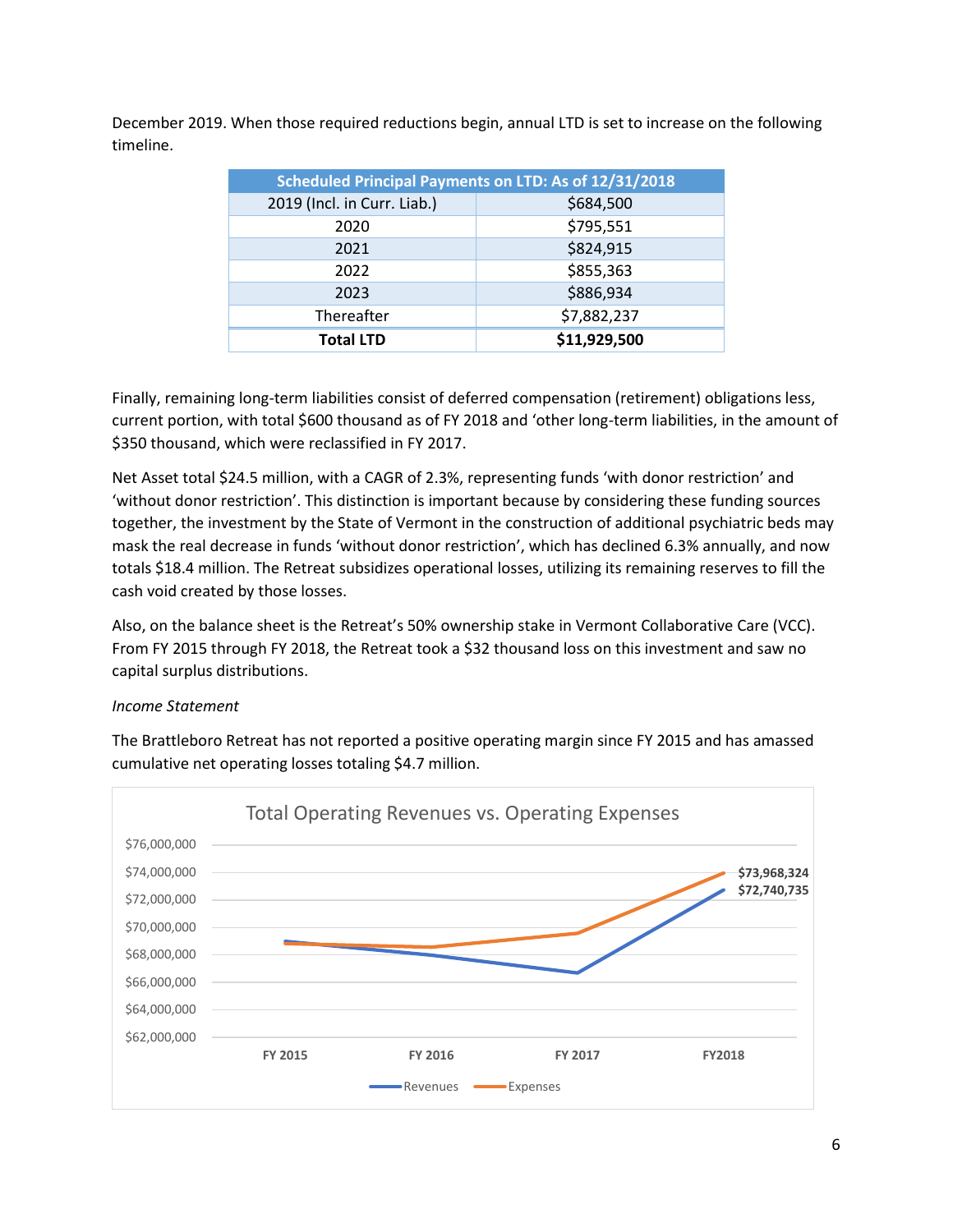December 2019. When those required reductions begin, annual LTD is set to increase on the following timeline.

| Scheduled Principal Payments on LTD: As of 12/31/2018 | |
|---|---|
| 2019 (Incl. in Curr. Liab.) | $684,500 |
| 2020 | $795,551 |
| 2021 | $824,915 |
| 2022 | $855,363 |
| 2023 | $886,934 |
| Thereafter | $7,882,237 |
| **Total LTD** | **$11,929,500** |

Finally, remaining long-term liabilities consist of deferred compensation (retirement) obligations less, current portion, with total $600 thousand as of FY 2018 and 'other long-term liabilities, in the amount of $350 thousand, which were reclassified in FY 2017.

Net Asset total $24.5 million, with a CAGR of 2.3%, representing funds 'with donor restriction' and 'without donor restriction'. This distinction is important because by considering these funding sources together, the investment by the State of Vermont in the construction of additional psychiatric beds may mask the real decrease in funds 'without donor restriction', which has declined 6.3% annually, and now totals $18.4 million. The Retreat subsidizes operational losses, utilizing its remaining reserves to fill the cash void created by those losses.

Also, on the balance sheet is the Retreat's 50% ownership stake in Vermont Collaborative Care (VCC). From FY 2015 through FY 2018, the Retreat took a $32 thousand loss on this investment and saw no capital surplus distributions.

*Income Statement*

The Brattleboro Retreat has not reported a positive operating margin since FY 2015 and has amassed cumulative net operating losses totaling $4.7 million.

Total Operating Revenues vs. Operating Expenses

| | FY 2015 | FY 2016 | FY 2017 | FY2018 |
|---|---|---|---|---|
| Revenues | | | | $72,740,735 |
| Expenses | | | | $73,968,324 |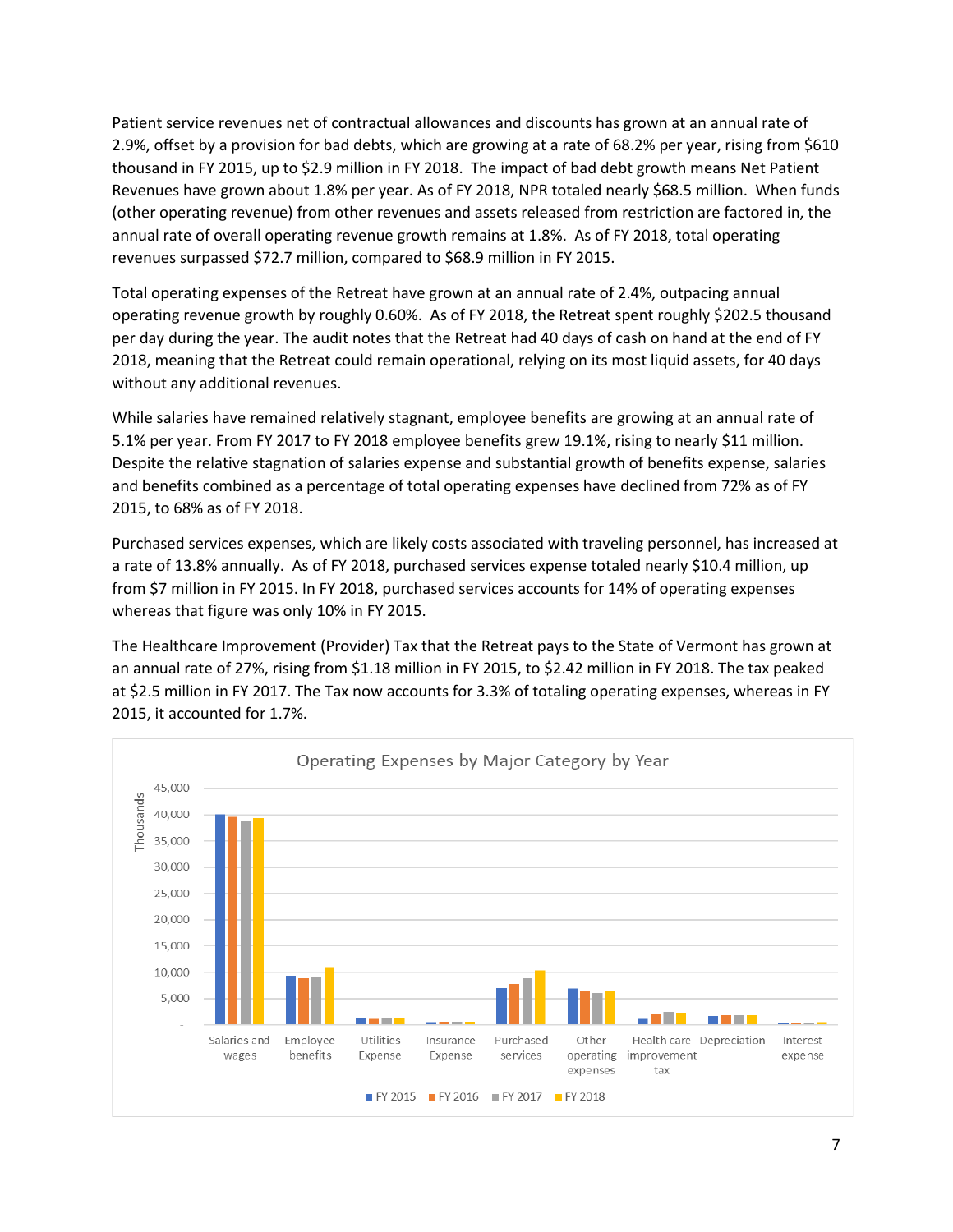Patient service revenues net of contractual allowances and discounts has grown at an annual rate of 2.9%, offset by a provision for bad debts, which are growing at a rate of 68.2% per year, rising from $610 thousand in FY 2015, up to $2.9 million in FY 2018. The impact of bad debt growth means Net Patient Revenues have grown about 1.8% per year. As of FY 2018, NPR totaled nearly $68.5 million. When funds (other operating revenue) from other revenues and assets released from restriction are factored in, the annual rate of overall operating revenue growth remains at 1.8%. As of FY 2018, total operating revenues surpassed $72.7 million, compared to $68.9 million in FY 2015.

Total operating expenses of the Retreat have grown at an annual rate of 2.4%, outpacing annual operating revenue growth by roughly 0.60%. As of FY 2018, the Retreat spent roughly $202.5 thousand per day during the year. The audit notes that the Retreat had 40 days of cash on hand at the end of FY 2018, meaning that the Retreat could remain operational, relying on its most liquid assets, for 40 days without any additional revenues.

While salaries have remained relatively stagnant, employee benefits are growing at an annual rate of 5.1% per year. From FY 2017 to FY 2018 employee benefits grew 19.1%, rising to nearly $11 million. Despite the relative stagnation of salaries expense and substantial growth of benefits expense, salaries and benefits combined as a percentage of total operating expenses have declined from 72% as of FY 2015, to 68% as of FY 2018.

Purchased services expenses, which are likely costs associated with traveling personnel, has increased at a rate of 13.8% annually. As of FY 2018, purchased services expense totaled nearly $10.4 million, up from $7 million in FY 2015. In FY 2018, purchased services accounts for 14% of operating expenses whereas that figure was only 10% in FY 2015.

The Healthcare Improvement (Provider) Tax that the Retreat pays to the State of Vermont has grown at an annual rate of 27%, rising from $1.18 million in FY 2015, to $2.42 million in FY 2018. The tax peaked at $2.5 million in FY 2017. The Tax now accounts for 3.3% of totaling operating expenses, whereas in FY 2015, it accounted for 1.7%.

Operating Expenses by Major Category by Year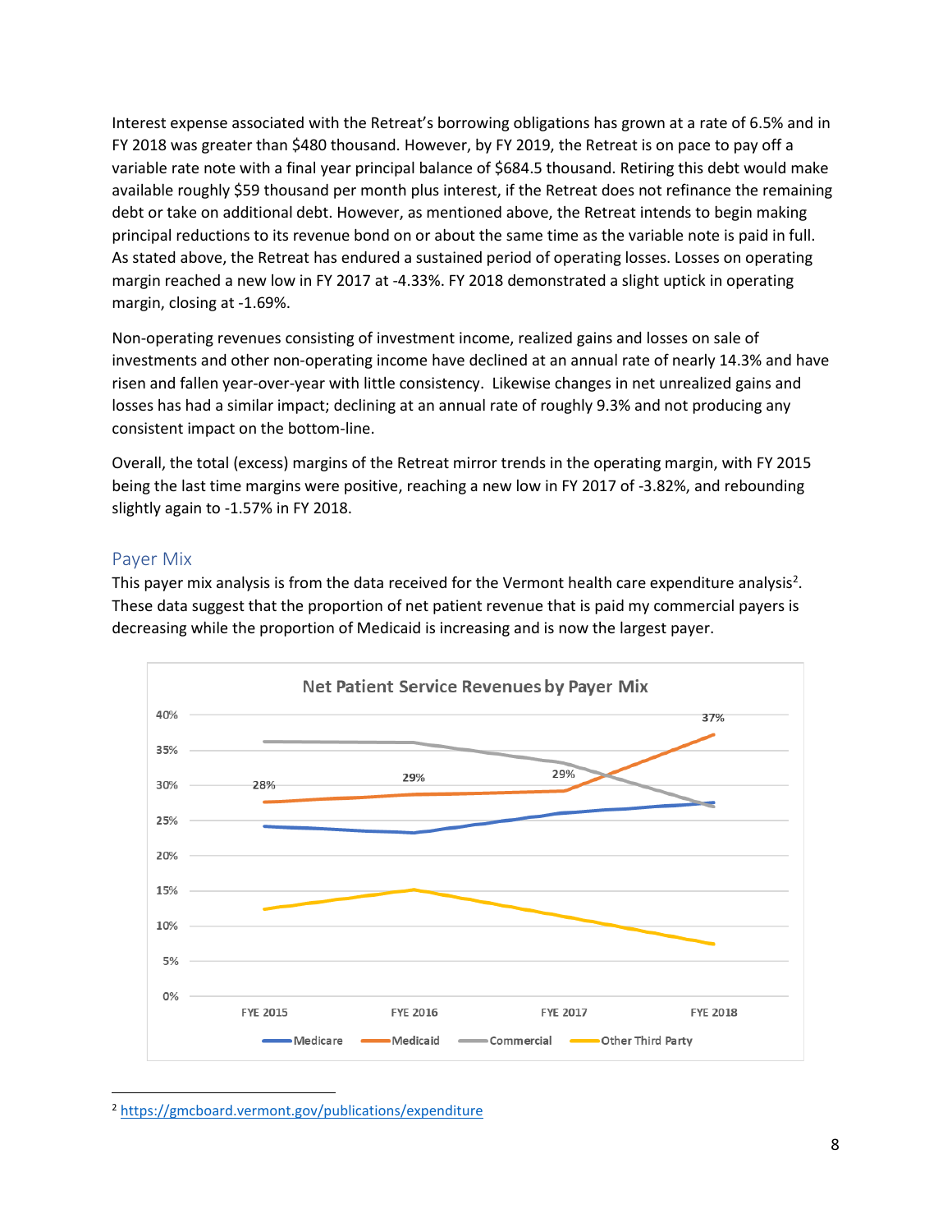Interest expense associated with the Retreat's borrowing obligations has grown at a rate of 6.5% and in FY 2018 was greater than $480 thousand. However, by FY 2019, the Retreat is on pace to pay off a variable rate note with a final year principal balance of $684.5 thousand. Retiring this debt would make available roughly $59 thousand per month plus interest, if the Retreat does not refinance the remaining debt or take on additional debt. However, as mentioned above, the Retreat intends to begin making principal reductions to its revenue bond on or about the same time as the variable note is paid in full. As stated above, the Retreat has endured a sustained period of operating losses. Losses on operating margin reached a new low in FY 2017 at -4.33%. FY 2018 demonstrated a slight uptick in operating margin, closing at -1.69%.

Non-operating revenues consisting of investment income, realized gains and losses on sale of investments and other non-operating income have declined at an annual rate of nearly 14.3% and have risen and fallen year-over-year with little consistency. Likewise changes in net unrealized gains and losses has had a similar impact; declining at an annual rate of roughly 9.3% and not producing any consistent impact on the bottom-line.

Overall, the total (excess) margins of the Retreat mirror trends in the operating margin, with FY 2015 being the last time margins were positive, reaching a new low in FY 2017 of -3.82%, and rebounding slightly again to -1.57% in FY 2018.

## Payer Mix

This payer mix analysis is from the data received for the Vermont health care expenditure analysis[2]. These data suggest that the proportion of net patient revenue that is paid my commercial payers is decreasing while the proportion of Medicaid is increasing and is now the largest payer.

**Net Patient Service Revenues by Payer Mix**

| | FYE 2015 | FYE 2016 | FYE 2017 | FYE 2018 |
|---|---|---|---|---|
| Medicaid | 28% | 29% | 29% | 37% |

Legend: Medicare, Medicaid, Commercial, Other Third Party

[2] https://gmcboard.vermont.gov/publications/expenditure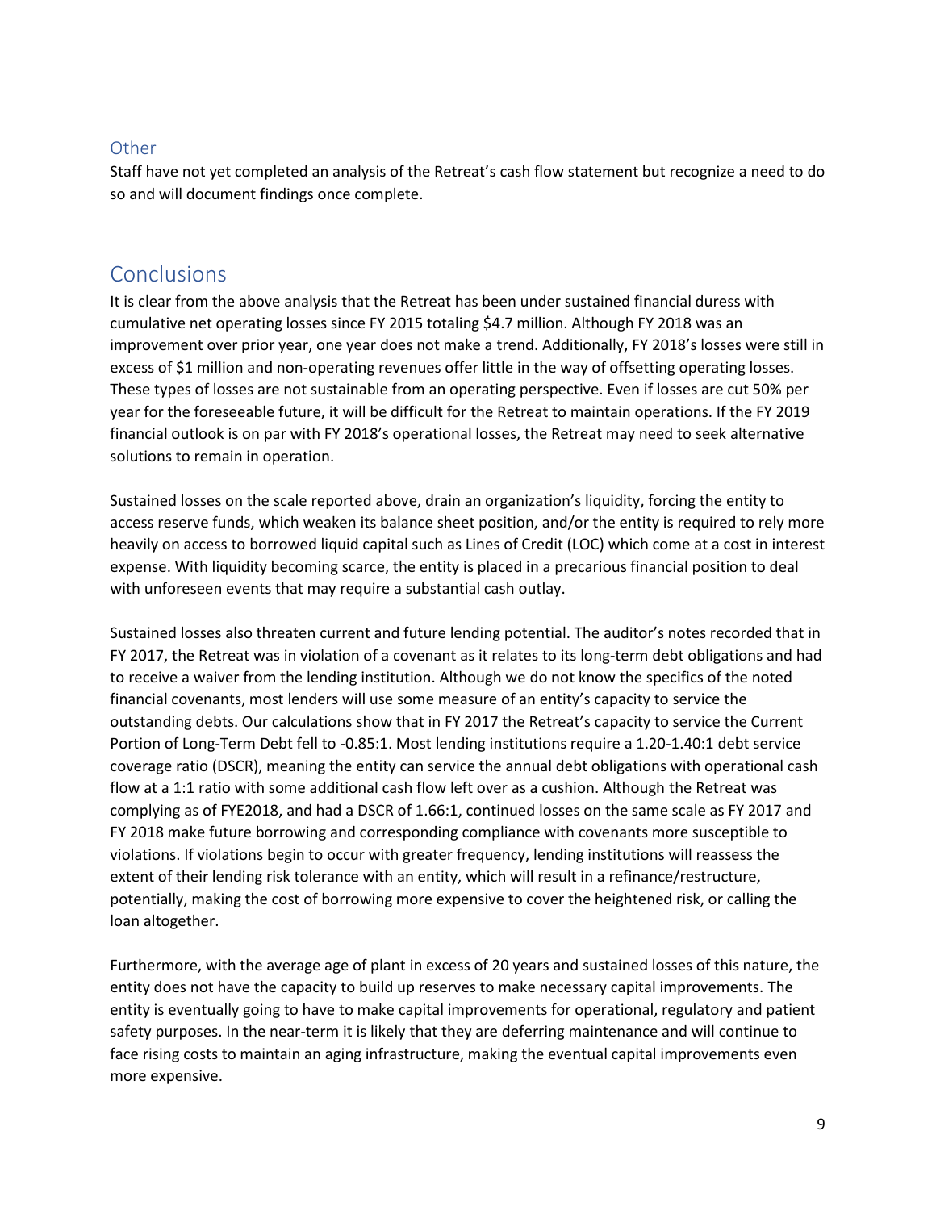### Other

Staff have not yet completed an analysis of the Retreat's cash flow statement but recognize a need to do so and will document findings once complete.

## Conclusions

It is clear from the above analysis that the Retreat has been under sustained financial duress with cumulative net operating losses since FY 2015 totaling $4.7 million. Although FY 2018 was an improvement over prior year, one year does not make a trend. Additionally, FY 2018's losses were still in excess of $1 million and non-operating revenues offer little in the way of offsetting operating losses. These types of losses are not sustainable from an operating perspective. Even if losses are cut 50% per year for the foreseeable future, it will be difficult for the Retreat to maintain operations. If the FY 2019 financial outlook is on par with FY 2018's operational losses, the Retreat may need to seek alternative solutions to remain in operation.

Sustained losses on the scale reported above, drain an organization's liquidity, forcing the entity to access reserve funds, which weaken its balance sheet position, and/or the entity is required to rely more heavily on access to borrowed liquid capital such as Lines of Credit (LOC) which come at a cost in interest expense. With liquidity becoming scarce, the entity is placed in a precarious financial position to deal with unforeseen events that may require a substantial cash outlay.

Sustained losses also threaten current and future lending potential. The auditor's notes recorded that in FY 2017, the Retreat was in violation of a covenant as it relates to its long-term debt obligations and had to receive a waiver from the lending institution. Although we do not know the specifics of the noted financial covenants, most lenders will use some measure of an entity's capacity to service the outstanding debts. Our calculations show that in FY 2017 the Retreat's capacity to service the Current Portion of Long-Term Debt fell to -0.85:1. Most lending institutions require a 1.20-1.40:1 debt service coverage ratio (DSCR), meaning the entity can service the annual debt obligations with operational cash flow at a 1:1 ratio with some additional cash flow left over as a cushion. Although the Retreat was complying as of FYE2018, and had a DSCR of 1.66:1, continued losses on the same scale as FY 2017 and FY 2018 make future borrowing and corresponding compliance with covenants more susceptible to violations. If violations begin to occur with greater frequency, lending institutions will reassess the extent of their lending risk tolerance with an entity, which will result in a refinance/restructure, potentially, making the cost of borrowing more expensive to cover the heightened risk, or calling the loan altogether.

Furthermore, with the average age of plant in excess of 20 years and sustained losses of this nature, the entity does not have the capacity to build up reserves to make necessary capital improvements. The entity is eventually going to have to make capital improvements for operational, regulatory and patient safety purposes. In the near-term it is likely that they are deferring maintenance and will continue to face rising costs to maintain an aging infrastructure, making the eventual capital improvements even more expensive.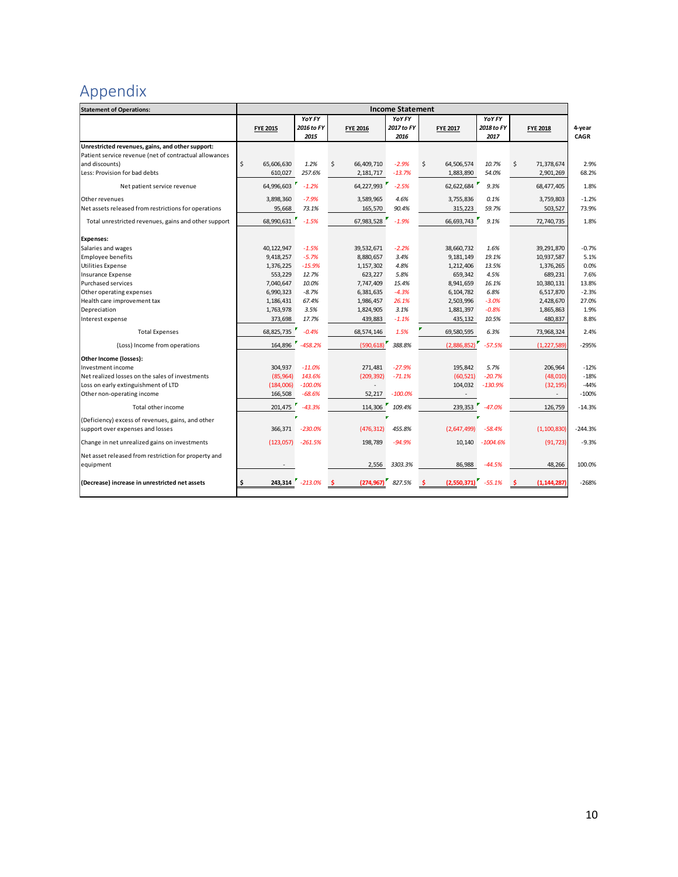# Appendix

| Statement of Operations: | Income Statement | | | | | | | 4-year CAGR |
|---|---|---|---|---|---|---|---|---|
| | FYE 2015 | YoY FY 2016 to FY 2015 | FYE 2016 | YoY FY 2017 to FY 2016 | FYE 2017 | YoY FY 2018 to FY 2017 | FYE 2018 | |
| **Unrestricted revenues, gains, and other support:** | | | | | | | | |
| Patient service revenue (net of contractual allowances and discounts) | $ 65,606,630 | 1.2% | $ 66,409,710 | -2.9% | $ 64,506,574 | 10.7% | $ 71,378,674 | 2.9% |
| Less: Provision for bad debts | 610,027 | 257.6% | 2,181,717 | -13.7% | 1,883,890 | 54.0% | 2,901,269 | 68.2% |
| Net patient service revenue | 64,996,603 | -1.2% | 64,227,993 | -2.5% | 62,622,684 | 9.3% | 68,477,405 | 1.8% |
| Other revenues | 3,898,360 | -7.9% | 3,589,965 | 4.6% | 3,755,836 | 0.1% | 3,759,803 | -1.2% |
| Net assets released from restrictions for operations | 95,668 | 73.1% | 165,570 | 90.4% | 315,223 | 59.7% | 503,527 | 73.9% |
| Total unrestricted revenues, gains and other support | 68,990,631 | -1.5% | 67,983,528 | -1.9% | 66,693,743 | 9.1% | 72,740,735 | 1.8% |
| **Expenses:** | | | | | | | | |
| Salaries and wages | 40,122,947 | -1.5% | 39,532,671 | -2.2% | 38,660,732 | 1.6% | 39,291,870 | -0.7% |
| Employee benefits | 9,418,257 | -5.7% | 8,880,657 | 3.4% | 9,181,149 | 19.1% | 10,937,587 | 5.1% |
| Utilities Expense | 1,376,225 | -15.9% | 1,157,302 | 4.8% | 1,212,406 | 13.5% | 1,376,265 | 0.0% |
| Insurance Expense | 553,229 | 12.7% | 623,227 | 5.8% | 659,342 | 4.5% | 689,231 | 7.6% |
| Purchased services | 7,040,647 | 10.0% | 7,747,409 | 15.4% | 8,941,659 | 16.1% | 10,380,131 | 13.8% |
| Other operating expenses | 6,990,323 | -8.7% | 6,381,635 | -4.3% | 6,104,782 | 6.8% | 6,517,870 | -2.3% |
| Health care improvement tax | 1,186,431 | 67.4% | 1,986,457 | 26.1% | 2,503,996 | -3.0% | 2,428,670 | 27.0% |
| Depreciation | 1,763,978 | 3.5% | 1,824,905 | 3.1% | 1,881,397 | -0.8% | 1,865,863 | 1.9% |
| Interest expense | 373,698 | 17.7% | 439,883 | -1.1% | 435,132 | 10.5% | 480,837 | 8.8% |
| Total Expenses | 68,825,735 | -0.4% | 68,574,146 | 1.5% | 69,580,595 | 6.3% | 73,968,324 | 2.4% |
| (Loss) Income from operations | 164,896 | -458.2% | (590,618) | 388.8% | (2,886,852) | -57.5% | (1,227,589) | -295% |
| **Other Income (losses):** | | | | | | | | |
| Investment income | 304,937 | -11.0% | 271,481 | -27.9% | 195,842 | 5.7% | 206,964 | -12% |
| Net realized losses on the sales of investments | (85,964) | 143.6% | (209,392) | -71.1% | (60,521) | -20.7% | (48,010) | -18% |
| Loss on early extinguishment of LTD | (184,006) | -100.0% | - | | 104,032 | -130.9% | (32,195) | -44% |
| Other non-operating income | 166,508 | -68.6% | 52,217 | -100.0% | - | | - | -100% |
| Total other income | 201,475 | -43.3% | 114,306 | 109.4% | 239,353 | -47.0% | 126,759 | -14.3% |
| (Deficiency) excess of revenues, gains, and other support over expenses and losses | 366,371 | -230.0% | (476,312) | 455.8% | (2,647,499) | -58.4% | (1,100,830) | -244.3% |
| Change in net unrealized gains on investments | (123,057) | -261.5% | 198,789 | -94.9% | 10,140 | -1004.6% | (91,723) | -9.3% |
| Net asset released from restriction for property and equipment | - | | 2,556 | 3303.3% | 86,988 | -44.5% | 48,266 | 100.0% |
| **(Decrease) increase in unrestricted net assets** | **$ 243,314** | -213.0% | **$ (274,967)** | 827.5% | **$ (2,550,371)** | -55.1% | **$ (1,144,287)** | -268% |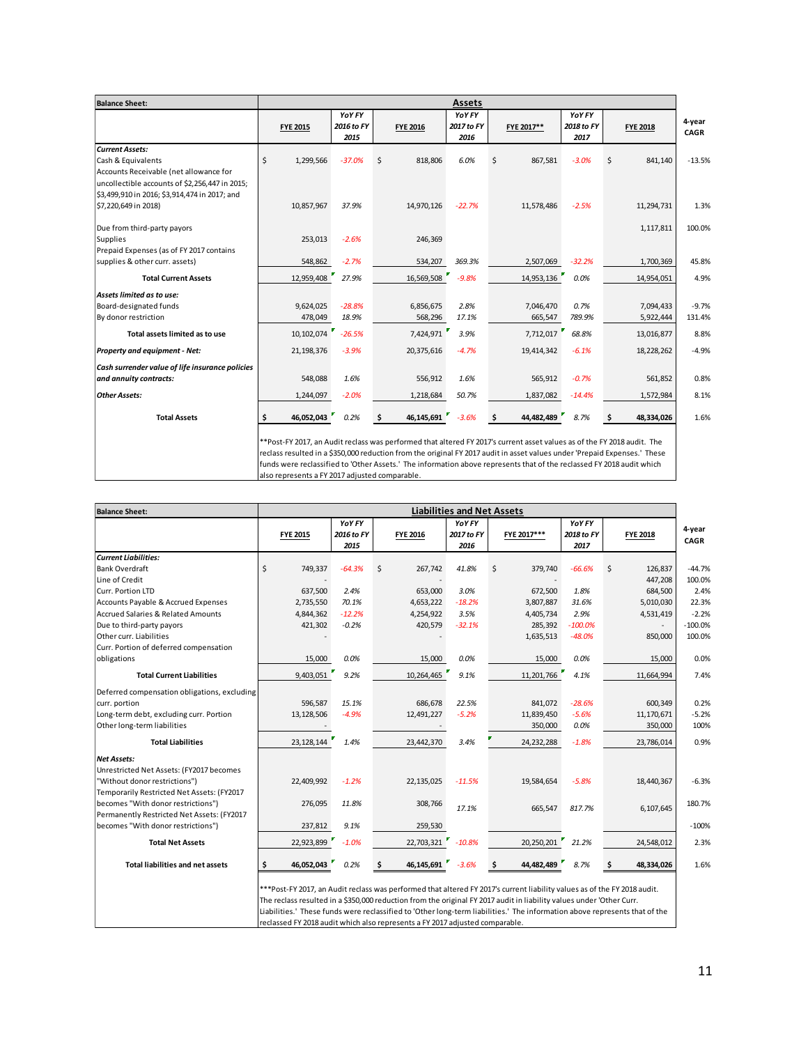| Balance Sheet: | Assets | | | | | | | | | | | |
|---|---|---|---|---|---|---|---|---|---|---|---|---|
| | | FYE 2015 | YoY FY 2016 to FY 2015 | | FYE 2016 | YoY FY 2017 to FY 2016 | | FYE 2017** | YoY FY 2018 to FY 2017 | | FYE 2018 | 4-year CAGR |
| ***Current Assets:*** | | | | | | | | | | | | |
| Cash & Equivalents | $ | 1,299,566 | -37.0% | $ | 818,806 | 6.0% | $ | 867,581 | -3.0% | $ | 841,140 | -13.5% |
| Accounts Receivable (net allowance for uncollectible accounts of $2,256,447 in 2015; $3,499,910 in 2016; $3,914,474 in 2017; and $7,220,649 in 2018) | | 10,857,967 | 37.9% | | 14,970,126 | -22.7% | | 11,578,486 | -2.5% | | 11,294,731 | 1.3% |
| Due from third-party payors | | | | | | | | | | | 1,117,811 | 100.0% |
| Supplies | | 253,013 | -2.6% | | 246,369 | | | | | | | |
| Prepaid Expenses (as of FY 2017 contains supplies & other curr. assets) | | 548,862 | -2.7% | | 534,207 | 369.3% | | 2,507,069 | -32.2% | | 1,700,369 | 45.8% |
| **Total Current Assets** | | 12,959,408 | 27.9% | | 16,569,508 | -9.8% | | 14,953,136 | 0.0% | | 14,954,051 | 4.9% |
| ***Assets limited as to use:*** | | | | | | | | | | | | |
| Board-designated funds | | 9,624,025 | -28.8% | | 6,856,675 | 2.8% | | 7,046,470 | 0.7% | | 7,094,433 | -9.7% |
| By donor restriction | | 478,049 | 18.9% | | 568,296 | 17.1% | | 665,547 | 789.9% | | 5,922,444 | 131.4% |
| **Total assets limited as to use** | | 10,102,074 | -26.5% | | 7,424,971 | 3.9% | | 7,712,017 | 68.8% | | 13,016,877 | 8.8% |
| ***Property and equipment - Net:*** | | 21,198,376 | -3.9% | | 20,375,616 | -4.7% | | 19,414,342 | -6.1% | | 18,228,262 | -4.9% |
| ***Cash surrender value of life insurance policies and annuity contracts:*** | | 548,088 | 1.6% | | 556,912 | 1.6% | | 565,912 | -0.7% | | 561,852 | 0.8% |
| ***Other Assets:*** | | 1,244,097 | -2.0% | | 1,218,684 | 50.7% | | 1,837,082 | -14.4% | | 1,572,984 | 8.1% |
| **Total Assets** | **$** | **46,052,043** | 0.2% | **$** | **46,145,691** | -3.6% | **$** | **44,482,489** | 8.7% | **$** | **48,334,026** | 1.6% |

**Post-FY 2017, an Audit reclass was performed that altered FY 2017's current asset values as of the FY 2018 audit. The reclass resulted in a $350,000 reduction from the original FY 2017 audit in asset values under 'Prepaid Expenses.' These funds were reclassified to 'Other Assets.' The information above represents that of the reclassed FY 2018 audit which also represents a FY 2017 adjusted comparable.

| Balance Sheet: | Liabilities and Net Assets | | | | | | | | | | | |
|---|---|---|---|---|---|---|---|---|---|---|---|---|
| | | FYE 2015 | YoY FY 2016 to FY 2015 | | FYE 2016 | YoY FY 2017 to FY 2016 | | FYE 2017*** | YoY FY 2018 to FY 2017 | | FYE 2018 | 4-year CAGR |
| ***Current Liabilities:*** | | | | | | | | | | | | |
| Bank Overdraft | $ | 749,337 | -64.3% | $ | 267,742 | 41.8% | $ | 379,740 | -66.6% | $ | 126,837 | -44.7% |
| Line of Credit | | - | | | - | | | - | | | 447,208 | 100.0% |
| Curr. Portion LTD | | 637,500 | 2.4% | | 653,000 | 3.0% | | 672,500 | 1.8% | | 684,500 | 2.4% |
| Accounts Payable & Accrued Expenses | | 2,735,550 | 70.1% | | 4,653,222 | -18.2% | | 3,807,887 | 31.6% | | 5,010,030 | 22.3% |
| Accrued Salaries & Related Amounts | | 4,844,362 | -12.2% | | 4,254,922 | 3.5% | | 4,405,734 | 2.9% | | 4,531,419 | -2.2% |
| Due to third-party payors | | 421,302 | -0.2% | | 420,579 | -32.1% | | 285,392 | -100.0% | | - | -100.0% |
| Other curr. Liabilities | | - | | | - | | | 1,635,513 | -48.0% | | 850,000 | 100.0% |
| Curr. Portion of deferred compensation obligations | | 15,000 | 0.0% | | 15,000 | 0.0% | | 15,000 | 0.0% | | 15,000 | 0.0% |
| **Total Current Liabilities** | | 9,403,051 | 9.2% | | 10,264,465 | 9.1% | | 11,201,766 | 4.1% | | 11,664,994 | 7.4% |
| Deferred compensation obligations, excluding curr. portion | | 596,587 | 15.1% | | 686,678 | 22.5% | | 841,072 | -28.6% | | 600,349 | 0.2% |
| Long-term debt, excluding curr. Portion | | 13,128,506 | -4.9% | | 12,491,227 | -5.2% | | 11,839,450 | -5.6% | | 11,170,671 | -5.2% |
| Other long-term liabilities | | - | | | - | | | 350,000 | 0.0% | | 350,000 | 100% |
| **Total Liabilities** | | 23,128,144 | 1.4% | | 23,442,370 | 3.4% | | 24,232,288 | -1.8% | | 23,786,014 | 0.9% |
| ***Net Assets:*** | | | | | | | | | | | | |
| Unrestricted Net Assets: (FY2017 becomes "Without donor restrictions") | | 22,409,992 | -1.2% | | 22,135,025 | -11.5% | | 19,584,654 | -5.8% | | 18,440,367 | -6.3% |
| Temporarily Restricted Net Assets: (FY2017 becomes "With donor restrictions") | | 276,095 | 11.8% | | 308,766 | 17.1% | | 665,547 | 817.7% | | 6,107,645 | 180.7% |
| Permanently Restricted Net Assets: (FY2017 becomes "With donor restrictions") | | 237,812 | 9.1% | | 259,530 | | | | | | | -100% |
| **Total Net Assets** | | 22,923,899 | -1.0% | | 22,703,321 | -10.8% | | 20,250,201 | 21.2% | | 24,548,012 | 2.3% |
| **Total liabilities and net assets** | **$** | **46,052,043** | 0.2% | **$** | **46,145,691** | -3.6% | **$** | **44,482,489** | 8.7% | **$** | **48,334,026** | 1.6% |

***Post-FY 2017, an Audit reclass was performed that altered FY 2017's current liability values as of the FY 2018 audit. The reclass resulted in a $350,000 reduction from the original FY 2017 audit in liability values under 'Other Curr. Liabilities.' These funds were reclassified to 'Other long-term liabilities.' The information above represents that of the reclassed FY 2018 audit which also represents a FY 2017 adjusted comparable.